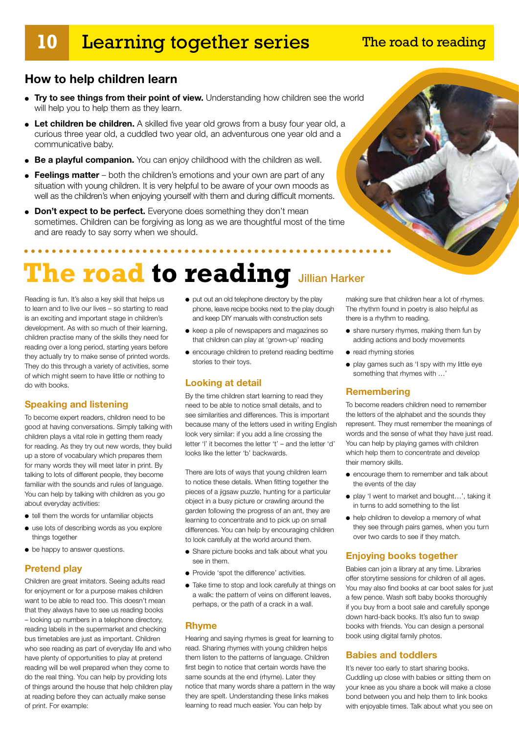## How to help children learn

- **Try to see things from their point of view.** Understanding how children see the world will help you to help them as they learn.
- **Let children be children.** A skilled five year old grows from a busy four year old, a curious three year old, a cuddled two year old, an adventurous one year old and a communicative baby.
- **Be a playful companion.** You can enjoy childhood with the children as well.
- **Feelings matter** – both the children's emotions and your own are part of any situation with young children. It is very helpful to be aware of your own moods as well as the children's when enjoying yourself with them and during difficult moments.
- **Don't expect to be perfect.** Everyone does something they don't mean sometimes. Children can be forgiving as long as we are thoughtful most of the time and are ready to say sorry when we should.

# The road to reading

Jillian Harker

Reading is fun. It's also a key skill that helps us to learn and to live our lives – so starting to read is an exciting and important stage in children's development. As with so much of their learning, children practise many of the skills they need for reading over a long period, starting years before they actually try to make sense of printed words. They do this through a variety of activities, some of which might seem to have little or nothing to do with books.

### Speaking and listening

To become expert readers, children need to be good at having conversations. Simply talking with children plays a vital role in getting them ready for reading. As they try out new words, they build up a store of vocabulary which prepares them for many words they will meet later in print. By talking to lots of different people, they become familiar with the sounds and rules of language. You can help by talking with children as you go about everyday activities:

- tell them the words for unfamiliar objects
- use lots of describing words as you explore things together
- be happy to answer questions.

### Pretend play

Children are great imitators. Seeing adults read for enjoyment or for a purpose makes children want to be able to read too. This doesn't mean that they always have to see us reading books – looking up numbers in a telephone directory, reading labels in the supermarket and checking bus timetables are just as important. Children who see reading as part of everyday life and who have plenty of opportunities to play at pretend reading will be well prepared when they come to do the real thing. You can help by providing lots of things around the house that help children play at reading before they can actually make sense of print. For example:

- put out an old telephone directory by the play phone, leave recipe books next to the play dough and keep DIY manuals with construction sets
- keep a pile of newspapers and magazines so that children can play at 'grown-up' reading
- encourage children to pretend reading bedtime stories to their toys.

### Looking at detail

By the time children start learning to read they need to be able to notice small details, and to see similarities and differences. This is important because many of the letters used in writing English look very similar: if you add a line crossing the letter 'l' it becomes the letter 't' – and the letter 'd' looks like the letter 'b' backwards.

There are lots of ways that young children learn to notice these details. When fitting together the pieces of a jigsaw puzzle, hunting for a particular object in a busy picture or crawling around the garden following the progress of an ant, they are learning to concentrate and to pick up on small differences. You can help by encouraging children to look carefully at the world around them.

- Share picture books and talk about what you see in them.
- Provide 'spot the difference' activities.
- Take time to stop and look carefully at things on a walk: the pattern of veins on different leaves, perhaps, or the path of a crack in a wall.

### Rhyme

Hearing and saying rhymes is great for learning to read. Sharing rhymes with young children helps them listen to the patterns of language. Children first begin to notice that certain words have the same sounds at the end (rhyme). Later they notice that many words share a pattern in the way they are spelt. Understanding these links makes learning to read much easier. You can help by making sure that children hear a lot of rhymes. The rhythm found in poetry is also helpful as there is a rhythm to reading.

- share nursery rhymes, making them fun by adding actions and body movements
- read rhyming stories
- play games such as 'I spy with my little eye something that rhymes with …'

### Remembering

To become readers children need to remember the letters of the alphabet and the sounds they represent. They must remember the meanings of words and the sense of what they have just read. You can help by playing games with children which help them to concentrate and develop their memory skills.

- encourage them to remember and talk about the events of the day
- play 'I went to market and bought…', taking it in turns to add something to the list
- help children to develop a memory of what they see through pairs games, when you turn over two cards to see if they match.

### Enjoying books together

Babies can join a library at any time. Libraries offer storytime sessions for children of all ages. You may also find books at car boot sales for just a few pence. Wash soft baby books thoroughly if you buy from a boot sale and carefully sponge down hard-back books. It's also fun to swap books with friends. You can design a personal book using digital family photos.

### Babies and toddlers

It's never too early to start sharing books. Cuddling up close with babies or sitting them on your knee as you share a book will make a close bond between you and help them to link books with enjoyable times. Talk about what you see on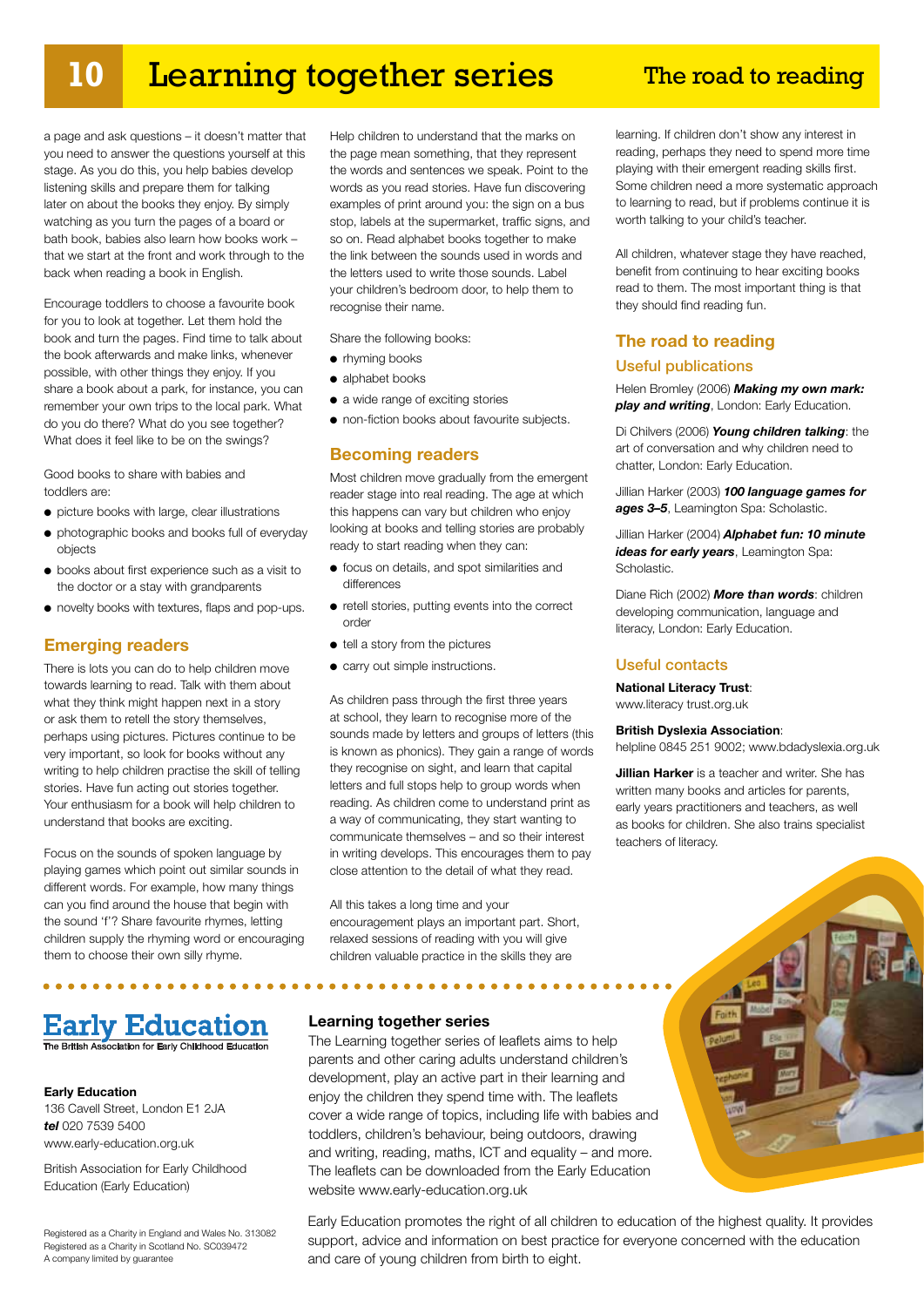a page and ask questions – it doesn't matter that you need to answer the questions yourself at this stage. As you do this, you help babies develop listening skills and prepare them for talking later on about the books they enjoy. By simply watching as you turn the pages of a board or bath book, babies also learn how books work – that we start at the front and work through to the back when reading a book in English.

Encourage toddlers to choose a favourite book for you to look at together. Let them hold the book and turn the pages. Find time to talk about the book afterwards and make links, whenever possible, with other things they enjoy. If you share a book about a park, for instance, you can remember your own trips to the local park. What do you do there? What do you see together? What does it feel like to be on the swings?

Good books to share with babies and toddlers are:

- picture books with large, clear illustrations
- photographic books and books full of everyday objects
- books about first experience such as a visit to the doctor or a stay with grandparents
- novelty books with textures, flaps and pop-ups.

## Emerging readers

There is lots you can do to help children move towards learning to read. Talk with them about what they think might happen next in a story or ask them to retell the story themselves, perhaps using pictures. Pictures continue to be very important, so look for books without any writing to help children practise the skill of telling stories. Have fun acting out stories together. Your enthusiasm for a book will help children to understand that books are exciting.

Focus on the sounds of spoken language by playing games which point out similar sounds in different words. For example, how many things can you find around the house that begin with the sound 'f'? Share favourite rhymes, letting children supply the rhyming word or encouraging them to choose their own silly rhyme.

Help children to understand that the marks on the page mean something, that they represent the words and sentences we speak. Point to the words as you read stories. Have fun discovering examples of print around you: the sign on a bus stop, labels at the supermarket, traffic signs, and so on. Read alphabet books together to make the link between the sounds used in words and the letters used to write those sounds. Label your children's bedroom door, to help them to recognise their name.

Share the following books:

- rhyming books
- alphabet books
- a wide range of exciting stories
- non-fiction books about favourite subjects.

## Becoming readers

Most children move gradually from the emergent reader stage into real reading. The age at which this happens can vary but children who enjoy looking at books and telling stories are probably ready to start reading when they can:

- focus on details, and spot similarities and differences
- retell stories, putting events into the correct order
- tell a story from the pictures
- carry out simple instructions.

As children pass through the first three years at school, they learn to recognise more of the sounds made by letters and groups of letters (this is known as phonics). They gain a range of words they recognise on sight, and learn that capital letters and full stops help to group words when reading. As children come to understand print as a way of communicating, they start wanting to communicate themselves – and so their interest in writing develops. This encourages them to pay close attention to the detail of what they read.

All this takes a long time and your encouragement plays an important part. Short, relaxed sessions of reading with you will give children valuable practice in the skills they are learning. If children don't show any interest in reading, perhaps they need to spend more time playing with their emergent reading skills first. Some children need a more systematic approach to learning to read, but if problems continue it is worth talking to your child's teacher.

All children, whatever stage they have reached, benefit from continuing to hear exciting books read to them. The most important thing is that they should find reading fun.

## The road to reading

### Useful publications

Helen Bromley (2006) ***Making my own mark: play and writing***, London: Early Education.

Di Chilvers (2006) ***Young children talking***: the art of conversation and why children need to chatter, London: Early Education.

Jillian Harker (2003) ***100 language games for ages 3–5***, Leamington Spa: Scholastic.

Jillian Harker (2004) ***Alphabet fun: 10 minute ideas for early years***, Leamington Spa: Scholastic.

Diane Rich (2002) ***More than words***: children developing communication, language and literacy, London: Early Education.

### Useful contacts

**National Literacy Trust**:
www.literacy trust.org.uk

**British Dyslexia Association**:
helpline 0845 251 9002; www.bdadyslexia.org.uk

**Jillian Harker** is a teacher and writer. She has written many books and articles for parents, early years practitioners and teachers, as well as books for children. She also trains specialist teachers of literacy.

Early Education
The British Association for Early Childhood Education

**Early Education**
136 Cavell Street, London E1 2JA
***tel*** 020 7539 5400
www.early-education.org.uk

British Association for Early Childhood Education (Early Education)

Registered as a Charity in England and Wales No. 313082
Registered as a Charity in Scotland No. SC039472
A company limited by guarantee

### Learning together series

The Learning together series of leaflets aims to help parents and other caring adults understand children's development, play an active part in their learning and enjoy the children they spend time with. The leaflets cover a wide range of topics, including life with babies and toddlers, children's behaviour, being outdoors, drawing and writing, reading, maths, ICT and equality – and more. The leaflets can be downloaded from the Early Education website www.early-education.org.uk

Early Education promotes the right of all children to education of the highest quality. It provides support, advice and information on best practice for everyone concerned with the education and care of young children from birth to eight.